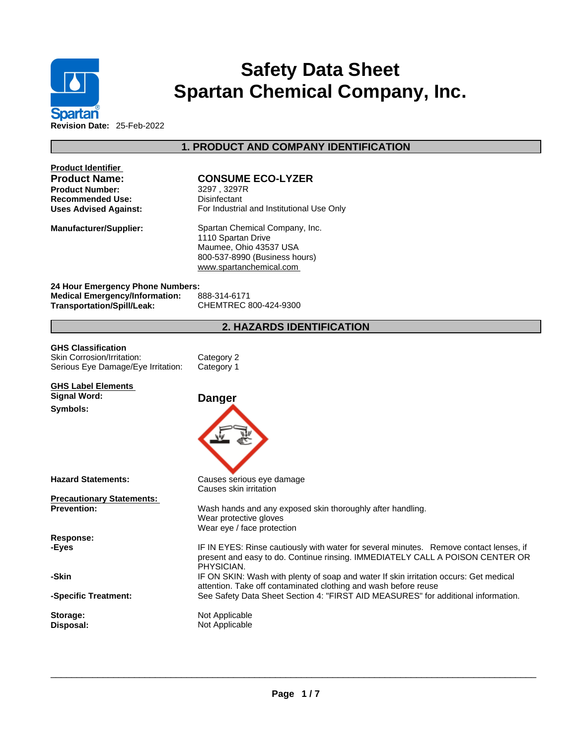# Safety Data Sheet
# Spartan Chemical Company, Inc.

**Revision Date:** 25-Feb-2022

## 1. PRODUCT AND COMPANY IDENTIFICATION

**Product Identifier**

| | |
|---|---|
| **Product Name:** | **CONSUME ECO-LYZER** |
| **Product Number:** | 3297 , 3297R |
| **Recommended Use:** | Disinfectant |
| **Uses Advised Against:** | For Industrial and Institutional Use Only |
| **Manufacturer/Supplier:** | Spartan Chemical Company, Inc.<br>1110 Spartan Drive<br>Maumee, Ohio 43537 USA<br>800-537-8990 (Business hours)<br>www.spartanchemical.com |

**24 Hour Emergency Phone Numbers:**

| | |
|---|---|
| **Medical Emergency/Information:** | 888-314-6171 |
| **Transportation/Spill/Leak:** | CHEMTREC 800-424-9300 |

## 2. HAZARDS IDENTIFICATION

**GHS Classification**

| | |
|---|---|
| Skin Corrosion/Irritation: | Category 2 |
| Serious Eye Damage/Eye Irritation: | Category 1 |

**GHS Label Elements**

**Signal Word:** **Danger**

**Symbols:**

**Hazard Statements:**
Causes serious eye damage
Causes skin irritation

**Precautionary Statements:**

**Prevention:**
Wash hands and any exposed skin thoroughly after handling.
Wear protective gloves
Wear eye / face protection

**Response:**

**-Eyes**
IF IN EYES: Rinse cautiously with water for several minutes. Remove contact lenses, if present and easy to do. Continue rinsing. IMMEDIATELY CALL A POISON CENTER OR PHYSICIAN.

**-Skin**
IF ON SKIN: Wash with plenty of soap and water If skin irritation occurs: Get medical attention. Take off contaminated clothing and wash before reuse

**-Specific Treatment:**
See Safety Data Sheet Section 4: "FIRST AID MEASURES" for additional information.

**Storage:** Not Applicable

**Disposal:** Not Applicable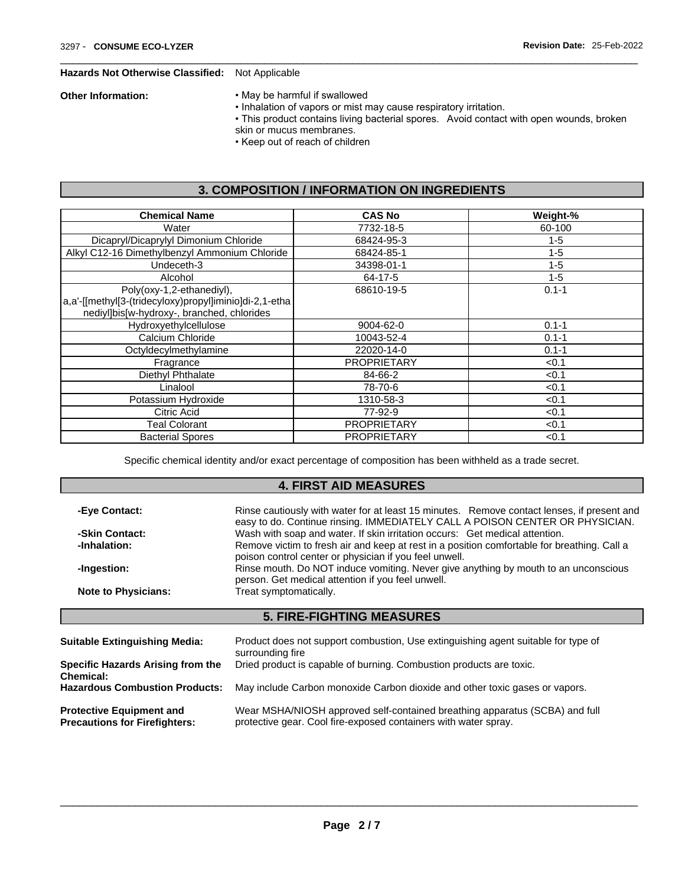**Hazards Not Otherwise Classified:** Not Applicable

**Other Information:**

- May be harmful if swallowed
- Inhalation of vapors or mist may cause respiratory irritation.
- This product contains living bacterial spores. Avoid contact with open wounds, broken skin or mucus membranes.
- Keep out of reach of children

## 3. COMPOSITION / INFORMATION ON INGREDIENTS

| Chemical Name | CAS No | Weight-% |
|---|---|---|
| Water | 7732-18-5 | 60-100 |
| Dicapryl/Dicaprylyl Dimonium Chloride | 68424-95-3 | 1-5 |
| Alkyl C12-16 Dimethylbenzyl Ammonium Chloride | 68424-85-1 | 1-5 |
| Undeceth-3 | 34398-01-1 | 1-5 |
| Alcohol | 64-17-5 | 1-5 |
| Poly(oxy-1,2-ethanediyl), a,a'-[[methyl[3-(tridecyloxy)propyl]iminio]di-2,1-ethanediyl]bis[w-hydroxy-, branched, chlorides | 68610-19-5 | 0.1-1 |
| Hydroxyethylcellulose | 9004-62-0 | 0.1-1 |
| Calcium Chloride | 10043-52-4 | 0.1-1 |
| Octyldecylmethylamine | 22020-14-0 | 0.1-1 |
| Fragrance | PROPRIETARY | <0.1 |
| Diethyl Phthalate | 84-66-2 | <0.1 |
| Linalool | 78-70-6 | <0.1 |
| Potassium Hydroxide | 1310-58-3 | <0.1 |
| Citric Acid | 77-92-9 | <0.1 |
| Teal Colorant | PROPRIETARY | <0.1 |
| Bacterial Spores | PROPRIETARY | <0.1 |

Specific chemical identity and/or exact percentage of composition has been withheld as a trade secret.

## 4. FIRST AID MEASURES

**-Eye Contact:** Rinse cautiously with water for at least 15 minutes. Remove contact lenses, if present and easy to do. Continue rinsing. IMMEDIATELY CALL A POISON CENTER OR PHYSICIAN.

**-Skin Contact:** Wash with soap and water. If skin irritation occurs: Get medical attention.

**-Inhalation:** Remove victim to fresh air and keep at rest in a position comfortable for breathing. Call a poison control center or physician if you feel unwell.

**-Ingestion:** Rinse mouth. Do NOT induce vomiting. Never give anything by mouth to an unconscious person. Get medical attention if you feel unwell.

**Note to Physicians:** Treat symptomatically.

## 5. FIRE-FIGHTING MEASURES

**Suitable Extinguishing Media:** Product does not support combustion, Use extinguishing agent suitable for type of surrounding fire

**Specific Hazards Arising from the Chemical:** Dried product is capable of burning. Combustion products are toxic.

**Hazardous Combustion Products:** May include Carbon monoxide Carbon dioxide and other toxic gases or vapors.

**Protective Equipment and Precautions for Firefighters:** Wear MSHA/NIOSH approved self-contained breathing apparatus (SCBA) and full protective gear. Cool fire-exposed containers with water spray.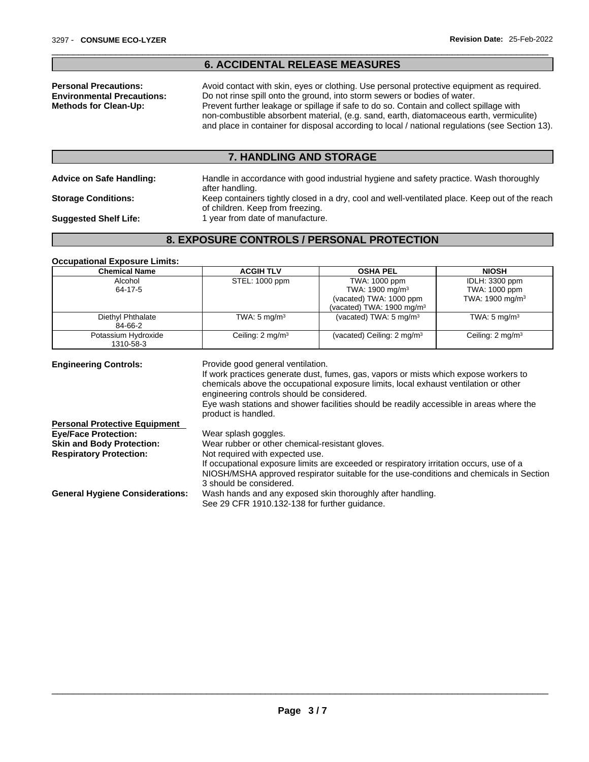## 6. ACCIDENTAL RELEASE MEASURES

**Personal Precautions:** Avoid contact with skin, eyes or clothing. Use personal protective equipment as required.

**Environmental Precautions:** Do not rinse spill onto the ground, into storm sewers or bodies of water.

**Methods for Clean-Up:** Prevent further leakage or spillage if safe to do so. Contain and collect spillage with non-combustible absorbent material, (e.g. sand, earth, diatomaceous earth, vermiculite) and place in container for disposal according to local / national regulations (see Section 13).

## 7. HANDLING AND STORAGE

**Advice on Safe Handling:** Handle in accordance with good industrial hygiene and safety practice. Wash thoroughly after handling.

**Storage Conditions:** Keep containers tightly closed in a dry, cool and well-ventilated place. Keep out of the reach of children. Keep from freezing.

**Suggested Shelf Life:** 1 year from date of manufacture.

## 8. EXPOSURE CONTROLS / PERSONAL PROTECTION

**Occupational Exposure Limits:**

| Chemical Name | ACGIH TLV | OSHA PEL | NIOSH |
|---|---|---|---|
| Alcohol<br>64-17-5 | STEL: 1000 ppm | TWA: 1000 ppm<br>TWA: 1900 mg/m³<br>(vacated) TWA: 1000 ppm<br>(vacated) TWA: 1900 mg/m³ | IDLH: 3300 ppm<br>TWA: 1000 ppm<br>TWA: 1900 mg/m³ |
| Diethyl Phthalate<br>84-66-2 | TWA: 5 mg/m³ | (vacated) TWA: 5 mg/m³ | TWA: 5 mg/m³ |
| Potassium Hydroxide<br>1310-58-3 | Ceiling: 2 mg/m³ | (vacated) Ceiling: 2 mg/m³ | Ceiling: 2 mg/m³ |

**Engineering Controls:** Provide good general ventilation.
If work practices generate dust, fumes, gas, vapors or mists which expose workers to chemicals above the occupational exposure limits, local exhaust ventilation or other engineering controls should be considered.
Eye wash stations and shower facilities should be readily accessible in areas where the product is handled.

**Personal Protective Equipment**

**Eye/Face Protection:** Wear splash goggles.

**Skin and Body Protection:** Wear rubber or other chemical-resistant gloves.

**Respiratory Protection:** Not required with expected use.
If occupational exposure limits are exceeded or respiratory irritation occurs, use of a NIOSH/MSHA approved respirator suitable for the use-conditions and chemicals in Section 3 should be considered.

**General Hygiene Considerations:** Wash hands and any exposed skin thoroughly after handling.
See 29 CFR 1910.132-138 for further guidance.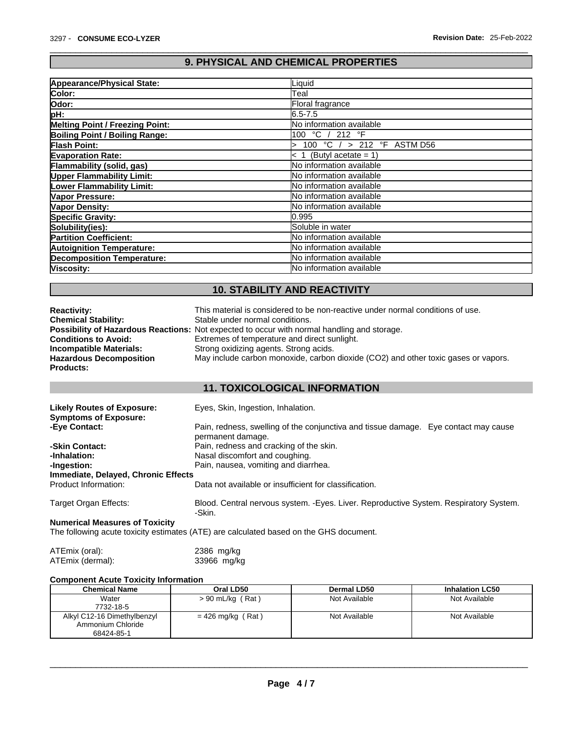## 9. PHYSICAL AND CHEMICAL PROPERTIES

| | |
|---|---|
| **Appearance/Physical State:** | Liquid |
| **Color:** | Teal |
| **Odor:** | Floral fragrance |
| **pH:** | 6.5-7.5 |
| **Melting Point / Freezing Point:** | No information available |
| **Boiling Point / Boiling Range:** | 100 °C / 212 °F |
| **Flash Point:** | > 100 °C / > 212 °F ASTM D56 |
| **Evaporation Rate:** | < 1 (Butyl acetate = 1) |
| **Flammability (solid, gas)** | No information available |
| **Upper Flammability Limit:** | No information available |
| **Lower Flammability Limit:** | No information available |
| **Vapor Pressure:** | No information available |
| **Vapor Density:** | No information available |
| **Specific Gravity:** | 0.995 |
| **Solubility(ies):** | Soluble in water |
| **Partition Coefficient:** | No information available |
| **Autoignition Temperature:** | No information available |
| **Decomposition Temperature:** | No information available |
| **Viscosity:** | No information available |

## 10. STABILITY AND REACTIVITY

**Reactivity:** This material is considered to be non-reactive under normal conditions of use.

**Chemical Stability:** Stable under normal conditions.

**Possibility of Hazardous Reactions:** Not expected to occur with normal handling and storage.

**Conditions to Avoid:** Extremes of temperature and direct sunlight.

**Incompatible Materials:** Strong oxidizing agents. Strong acids.

**Hazardous Decomposition Products:** May include carbon monoxide, carbon dioxide ($CO_2$) and other toxic gases or vapors.

## 11. TOXICOLOGICAL INFORMATION

**Likely Routes of Exposure:** Eyes, Skin, Ingestion, Inhalation.

**Symptoms of Exposure:**

**-Eye Contact:** Pain, redness, swelling of the conjunctiva and tissue damage. Eye contact may cause permanent damage.

**-Skin Contact:** Pain, redness and cracking of the skin.

**-Inhalation:** Nasal discomfort and coughing.

**-Ingestion:** Pain, nausea, vomiting and diarrhea.

**Immediate, Delayed, Chronic Effects**

Product Information: Data not available or insufficient for classification.

Target Organ Effects: Blood. Central nervous system. -Eyes. Liver. Reproductive System. Respiratory System. -Skin.

**Numerical Measures of Toxicity**

The following acute toxicity estimates (ATE) are calculated based on the GHS document.

ATEmix (oral): 2386 mg/kg

ATEmix (dermal): 33966 mg/kg

**Component Acute Toxicity Information**

| Chemical Name | Oral LD50 | Dermal LD50 | Inhalation LC50 |
|---|---|---|---|
| Water<br>7732-18-5 | > 90 mL/kg ( Rat ) | Not Available | Not Available |
| Alkyl C12-16 Dimethylbenzyl Ammonium Chloride<br>68424-85-1 | = 426 mg/kg ( Rat ) | Not Available | Not Available |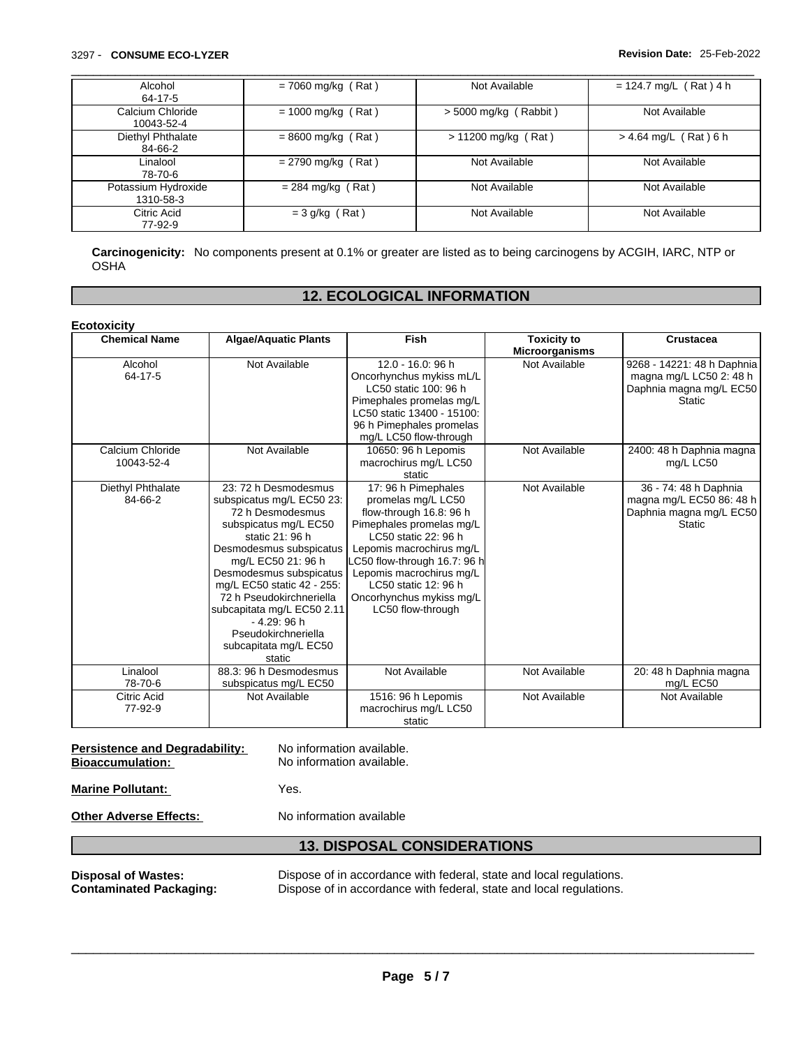| | | | |
|---|---|---|---|
| Alcohol<br>64-17-5 | = 7060 mg/kg ( Rat ) | Not Available | = 124.7 mg/L ( Rat ) 4 h |
| Calcium Chloride<br>10043-52-4 | = 1000 mg/kg ( Rat ) | > 5000 mg/kg ( Rabbit ) | Not Available |
| Diethyl Phthalate<br>84-66-2 | = 8600 mg/kg ( Rat ) | > 11200 mg/kg ( Rat ) | > 4.64 mg/L ( Rat ) 6 h |
| Linalool<br>78-70-6 | = 2790 mg/kg ( Rat ) | Not Available | Not Available |
| Potassium Hydroxide<br>1310-58-3 | = 284 mg/kg ( Rat ) | Not Available | Not Available |
| Citric Acid<br>77-92-9 | = 3 g/kg ( Rat ) | Not Available | Not Available |

**Carcinogenicity:** No components present at 0.1% or greater are listed as to being carcinogens by ACGIH, IARC, NTP or OSHA

## 12. ECOLOGICAL INFORMATION

**Ecotoxicity**

| Chemical Name | Algae/Aquatic Plants | Fish | Toxicity to Microorganisms | Crustacea |
|---|---|---|---|---|
| Alcohol<br>64-17-5 | Not Available | 12.0 - 16.0: 96 h Oncorhynchus mykiss mL/L LC50 static 100: 96 h Pimephales promelas mg/L LC50 static 13400 - 15100: 96 h Pimephales promelas mg/L LC50 flow-through | Not Available | 9268 - 14221: 48 h Daphnia magna mg/L LC50 2: 48 h Daphnia magna mg/L EC50 Static |
| Calcium Chloride<br>10043-52-4 | Not Available | 10650: 96 h Lepomis macrochirus mg/L LC50 static | Not Available | 2400: 48 h Daphnia magna mg/L LC50 |
| Diethyl Phthalate<br>84-66-2 | 23: 72 h Desmodesmus subspicatus mg/L EC50 23: 72 h Desmodesmus subspicatus mg/L EC50 static 21: 96 h Desmodesmus subspicatus mg/L EC50 21: 96 h Desmodesmus subspicatus mg/L EC50 static 42 - 255: 72 h Pseudokirchneriella subcapitata mg/L EC50 2.11 - 4.29: 96 h Pseudokirchneriella subcapitata mg/L EC50 static | 17: 96 h Pimephales promelas mg/L LC50 flow-through 16.8: 96 h Pimephales promelas mg/L LC50 static 22: 96 h Lepomis macrochirus mg/L LC50 flow-through 16.7: 96 h Lepomis macrochirus mg/L LC50 static 12: 96 h Oncorhynchus mykiss mg/L LC50 flow-through | Not Available | 36 - 74: 48 h Daphnia magna mg/L EC50 86: 48 h Daphnia magna mg/L EC50 Static |
| Linalool<br>78-70-6 | 88.3: 96 h Desmodesmus subspicatus mg/L EC50 | Not Available | Not Available | 20: 48 h Daphnia magna mg/L EC50 |
| Citric Acid<br>77-92-9 | Not Available | 1516: 96 h Lepomis macrochirus mg/L LC50 static | Not Available | Not Available |

**Persistence and Degradability:** No information available.
**Bioaccumulation:** No information available.

**Marine Pollutant:** Yes.

**Other Adverse Effects:** No information available

## 13. DISPOSAL CONSIDERATIONS

**Disposal of Wastes:** Dispose of in accordance with federal, state and local regulations.
**Contaminated Packaging:** Dispose of in accordance with federal, state and local regulations.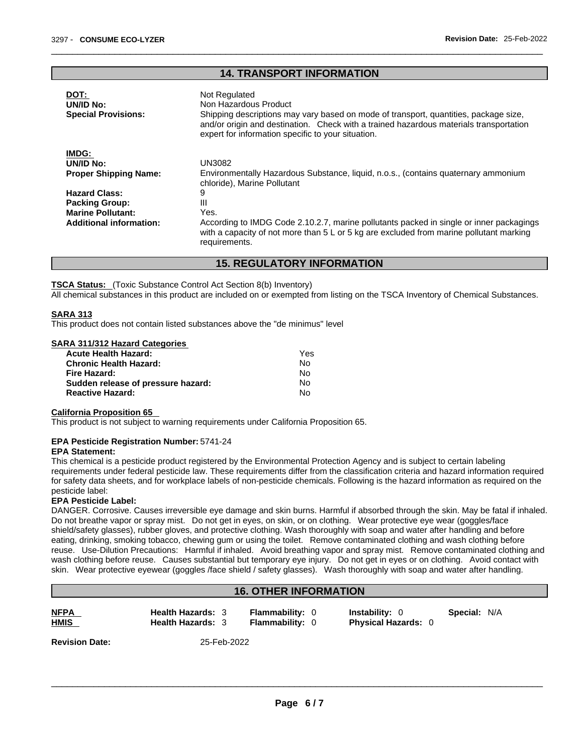## 14. TRANSPORT INFORMATION

| | |
|---|---|
| **DOT:** | Not Regulated |
| **UN/ID No:** | Non Hazardous Product |
| **Special Provisions:** | Shipping descriptions may vary based on mode of transport, quantities, package size, and/or origin and destination. Check with a trained hazardous materials transportation expert for information specific to your situation. |

| | |
|---|---|
| **IMDG:** | |
| **UN/ID No:** | UN3082 |
| **Proper Shipping Name:** | Environmentally Hazardous Substance, liquid, n.o.s., (contains quaternary ammonium chloride), Marine Pollutant |
| **Hazard Class:** | 9 |
| **Packing Group:** | III |
| **Marine Pollutant:** | Yes. |
| **Additional information:** | According to IMDG Code 2.10.2.7, marine pollutants packed in single or inner packagings with a capacity of not more than 5 L or 5 kg are excluded from marine pollutant marking requirements. |

## 15. REGULATORY INFORMATION

**TSCA Status:** (Toxic Substance Control Act Section 8(b) Inventory)
All chemical substances in this product are included on or exempted from listing on the TSCA Inventory of Chemical Substances.

**SARA 313**
This product does not contain listed substances above the "de minimus" level

**SARA 311/312 Hazard Categories**

| | |
|---|---|
| **Acute Health Hazard:** | Yes |
| **Chronic Health Hazard:** | No |
| **Fire Hazard:** | No |
| **Sudden release of pressure hazard:** | No |
| **Reactive Hazard:** | No |

**California Proposition 65**
This product is not subject to warning requirements under California Proposition 65.

**EPA Pesticide Registration Number:** 5741-24

**EPA Statement:**
This chemical is a pesticide product registered by the Environmental Protection Agency and is subject to certain labeling requirements under federal pesticide law. These requirements differ from the classification criteria and hazard information required for safety data sheets, and for workplace labels of non-pesticide chemicals. Following is the hazard information as required on the pesticide label:

**EPA Pesticide Label:**
DANGER. Corrosive. Causes irreversible eye damage and skin burns. Harmful if absorbed through the skin. May be fatal if inhaled. Do not breathe vapor or spray mist. Do not get in eyes, on skin, or on clothing. Wear protective eye wear (goggles/face shield/safety glasses), rubber gloves, and protective clothing. Wash thoroughly with soap and water after handling and before eating, drinking, smoking tobacco, chewing gum or using the toilet. Remove contaminated clothing and wash clothing before reuse. Use-Dilution Precautions: Harmful if inhaled. Avoid breathing vapor and spray mist. Remove contaminated clothing and wash clothing before reuse. Causes substantial but temporary eye injury. Do not get in eyes or on clothing. Avoid contact with skin. Wear protective eyewear (goggles /face shield / safety glasses). Wash thoroughly with soap and water after handling.

## 16. OTHER INFORMATION

| | | | | |
|---|---|---|---|---|
| **NFPA** | **Health Hazards:** 3 | **Flammability:** 0 | **Instability:** 0 | **Special:** N/A |
| **HMIS** | **Health Hazards:** 3 | **Flammability:** 0 | **Physical Hazards:** 0 | |

**Revision Date:** 25-Feb-2022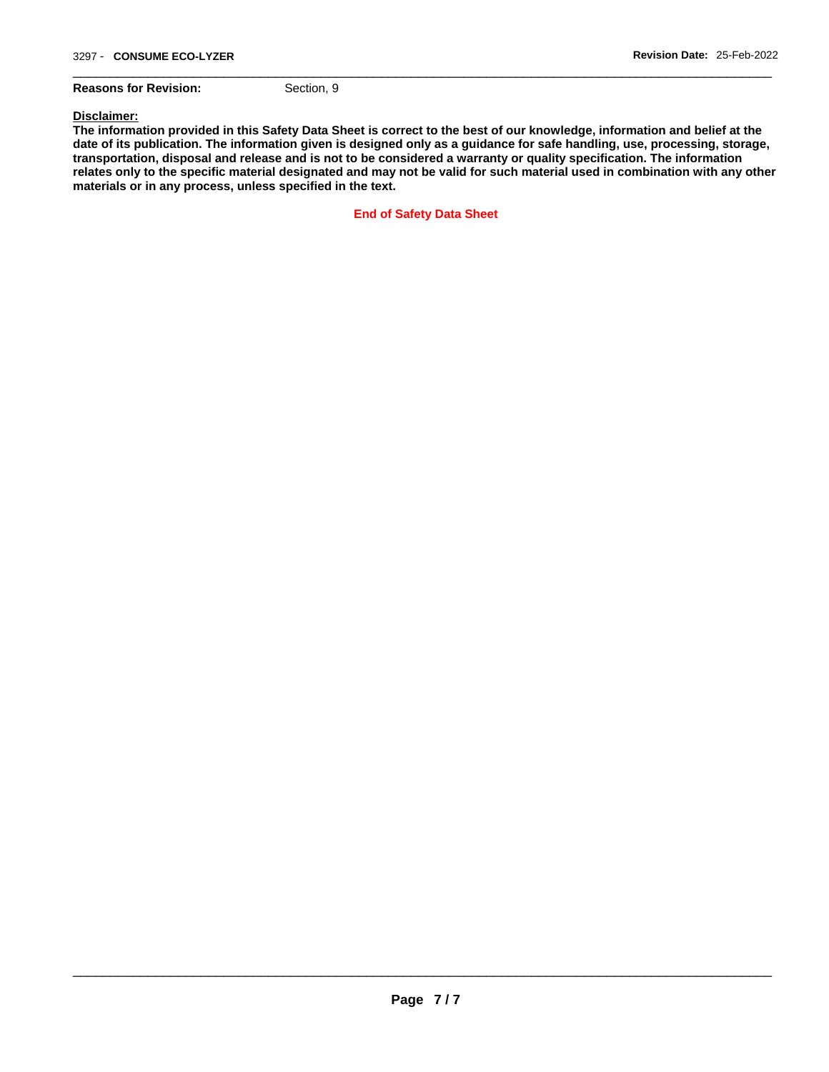**Reasons for Revision:** Section, 9

**Disclaimer:**

**The information provided in this Safety Data Sheet is correct to the best of our knowledge, information and belief at the date of its publication. The information given is designed only as a guidance for safe handling, use, processing, storage, transportation, disposal and release and is not to be considered a warranty or quality specification. The information relates only to the specific material designated and may not be valid for such material used in combination with any other materials or in any process, unless specified in the text.**

**End of Safety Data Sheet**